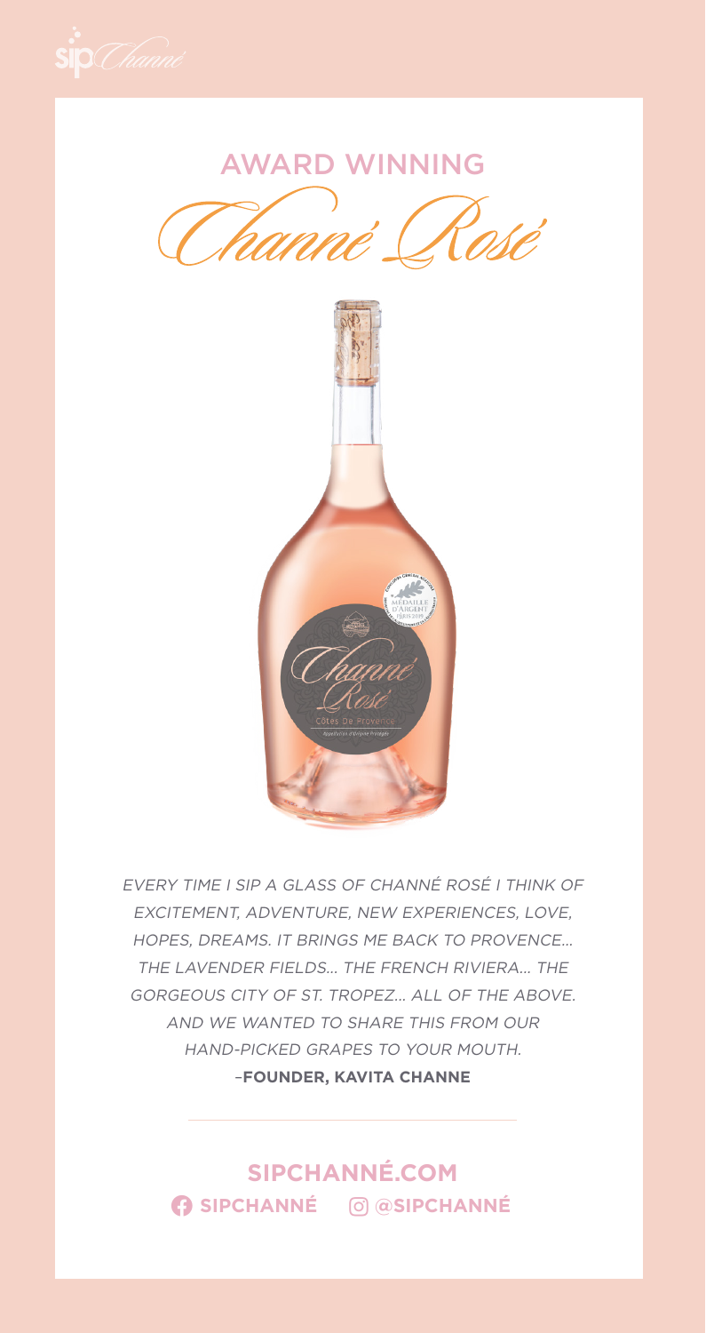sip Channé

# AWARD WINNING

# Channé Rosé

*EVERY TIME I SIP A GLASS OF CHANNÉ ROSÉ I THINK OF EXCITEMENT, ADVENTURE, NEW EXPERIENCES, LOVE, HOPES, DREAMS. IT BRINGS ME BACK TO PROVENCE... THE LAVENDER FIELDS... THE FRENCH RIVIERA... THE GORGEOUS CITY OF ST. TROPEZ... ALL OF THE ABOVE. AND WE WANTED TO SHARE THIS FROM OUR HAND-PICKED GRAPES TO YOUR MOUTH.*

–**FOUNDER, KAVITA CHANNE**

---

**SIPCHANNÉ.COM**

**SIPCHANNÉ** **@SIPCHANNÉ**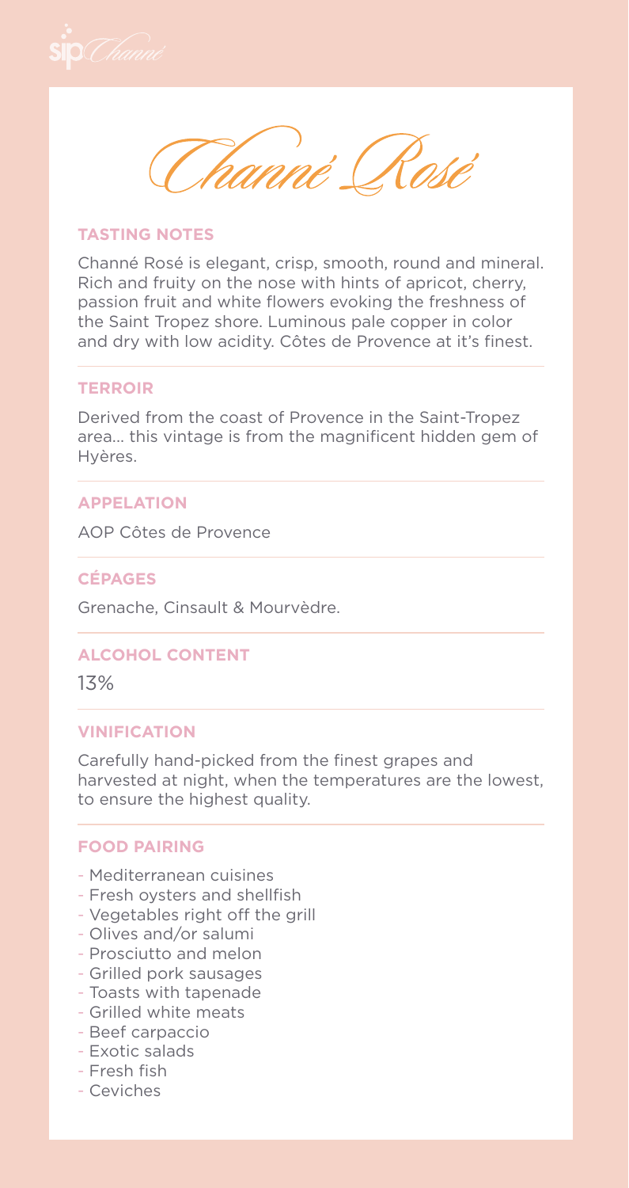# Channé Rosé

## TASTING NOTES

Channé Rosé is elegant, crisp, smooth, round and mineral. Rich and fruity on the nose with hints of apricot, cherry, passion fruit and white flowers evoking the freshness of the Saint Tropez shore. Luminous pale copper in color and dry with low acidity. Côtes de Provence at it's finest.

## TERROIR

Derived from the coast of Provence in the Saint-Tropez area... this vintage is from the magnificent hidden gem of Hyères.

## APPELATION

AOP Côtes de Provence

## CÉPAGES

Grenache, Cinsault & Mourvèdre.

## ALCOHOL CONTENT

13%

## VINIFICATION

Carefully hand-picked from the finest grapes and harvested at night, when the temperatures are the lowest, to ensure the highest quality.

## FOOD PAIRING

- Mediterranean cuisines
- Fresh oysters and shellfish
- Vegetables right off the grill
- Olives and/or salumi
- Prosciutto and melon
- Grilled pork sausages
- Toasts with tapenade
- Grilled white meats
- Beef carpaccio
- Exotic salads
- Fresh fish
- Ceviches